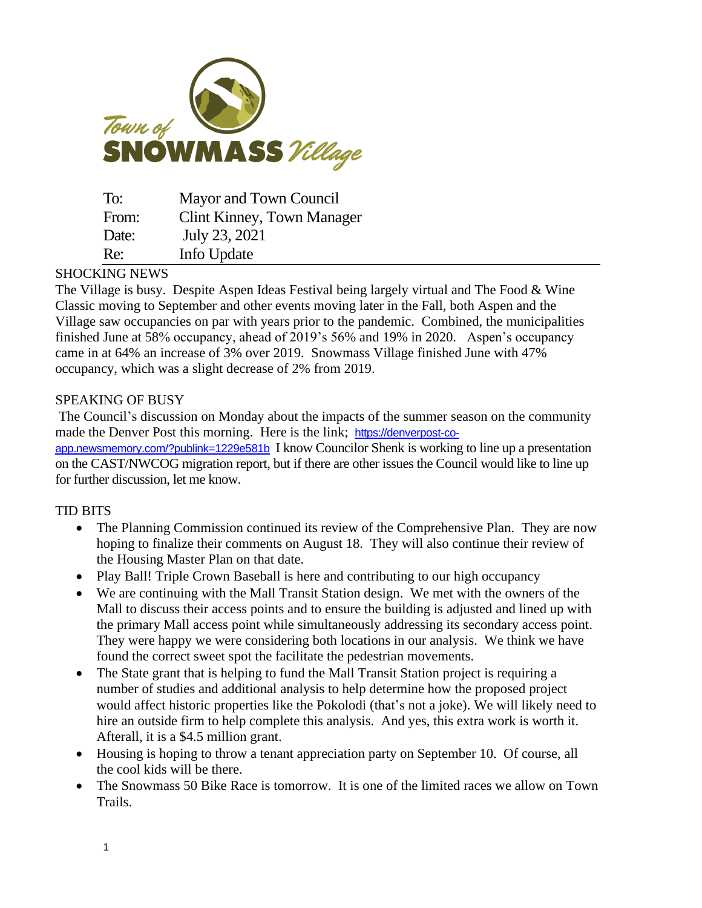Town of SNOWMASS Village

| | |
|---|---|
| To: | Mayor and Town Council |
| From: | Clint Kinney, Town Manager |
| Date: | July 23, 2021 |
| Re: | Info Update |

## SHOCKING NEWS

The Village is busy. Despite Aspen Ideas Festival being largely virtual and The Food & Wine Classic moving to September and other events moving later in the Fall, both Aspen and the Village saw occupancies on par with years prior to the pandemic. Combined, the municipalities finished June at 58% occupancy, ahead of 2019's 56% and 19% in 2020. Aspen's occupancy came in at 64% an increase of 3% over 2019. Snowmass Village finished June with 47% occupancy, which was a slight decrease of 2% from 2019.

## SPEAKING OF BUSY

The Council's discussion on Monday about the impacts of the summer season on the community made the Denver Post this morning. Here is the link; https://denverpost-co-app.newsmemory.com/?publink=1229e581b I know Councilor Shenk is working to line up a presentation on the CAST/NWCOG migration report, but if there are other issues the Council would like to line up for further discussion, let me know.

## TID BITS

- The Planning Commission continued its review of the Comprehensive Plan. They are now hoping to finalize their comments on August 18. They will also continue their review of the Housing Master Plan on that date.
- Play Ball! Triple Crown Baseball is here and contributing to our high occupancy
- We are continuing with the Mall Transit Station design. We met with the owners of the Mall to discuss their access points and to ensure the building is adjusted and lined up with the primary Mall access point while simultaneously addressing its secondary access point. They were happy we were considering both locations in our analysis. We think we have found the correct sweet spot the facilitate the pedestrian movements.
- The State grant that is helping to fund the Mall Transit Station project is requiring a number of studies and additional analysis to help determine how the proposed project would affect historic properties like the Pokolodi (that's not a joke). We will likely need to hire an outside firm to help complete this analysis. And yes, this extra work is worth it. Afterall, it is a $4.5 million grant.
- Housing is hoping to throw a tenant appreciation party on September 10. Of course, all the cool kids will be there.
- The Snowmass 50 Bike Race is tomorrow. It is one of the limited races we allow on Town Trails.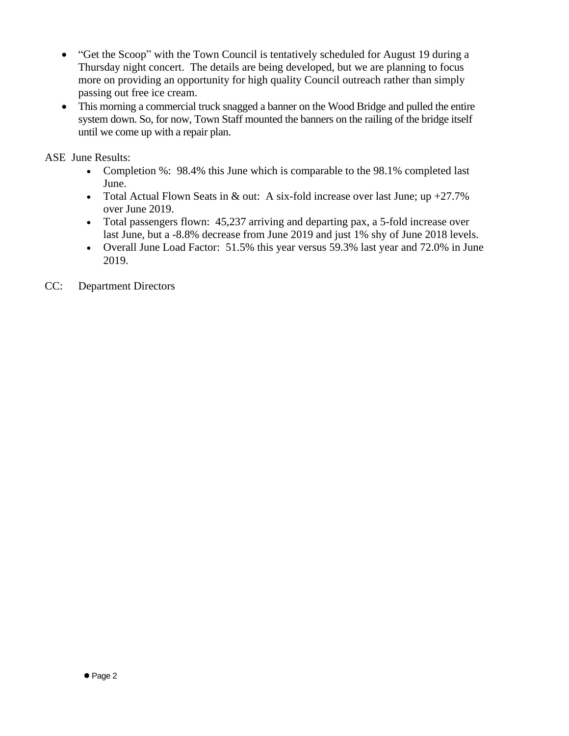- "Get the Scoop" with the Town Council is tentatively scheduled for August 19 during a Thursday night concert. The details are being developed, but we are planning to focus more on providing an opportunity for high quality Council outreach rather than simply passing out free ice cream.
- This morning a commercial truck snagged a banner on the Wood Bridge and pulled the entire system down. So, for now, Town Staff mounted the banners on the railing of the bridge itself until we come up with a repair plan.

ASE June Results:

- Completion %: 98.4% this June which is comparable to the 98.1% completed last June.
- Total Actual Flown Seats in & out: A six-fold increase over last June; up +27.7% over June 2019.
- Total passengers flown: 45,237 arriving and departing pax, a 5-fold increase over last June, but a -8.8% decrease from June 2019 and just 1% shy of June 2018 levels.
- Overall June Load Factor: 51.5% this year versus 59.3% last year and 72.0% in June 2019.

CC: Department Directors